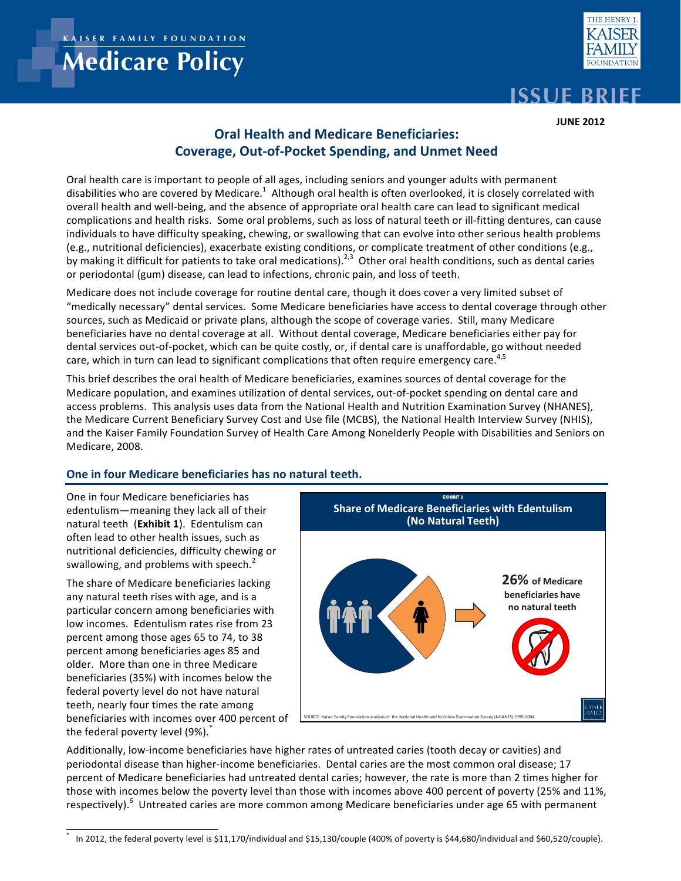KAISER FAMILY FOUNDATION

# Medicare Policy

ISSUE BRIEF

**JUNE 2012**

## Oral Health and Medicare Beneficiaries: Coverage, Out-of-Pocket Spending, and Unmet Need

Oral health care is important to people of all ages, including seniors and younger adults with permanent disabilities who are covered by Medicare.[1] Although oral health is often overlooked, it is closely correlated with overall health and well-being, and the absence of appropriate oral health care can lead to significant medical complications and health risks. Some oral problems, such as loss of natural teeth or ill-fitting dentures, can cause individuals to have difficulty speaking, chewing, or swallowing that can evolve into other serious health problems (e.g., nutritional deficiencies), exacerbate existing conditions, or complicate treatment of other conditions (e.g., by making it difficult for patients to take oral medications).[2,3] Other oral health conditions, such as dental caries or periodontal (gum) disease, can lead to infections, chronic pain, and loss of teeth.

Medicare does not include coverage for routine dental care, though it does cover a very limited subset of "medically necessary" dental services. Some Medicare beneficiaries have access to dental coverage through other sources, such as Medicaid or private plans, although the scope of coverage varies. Still, many Medicare beneficiaries have no dental coverage at all. Without dental coverage, Medicare beneficiaries either pay for dental services out-of-pocket, which can be quite costly, or, if dental care is unaffordable, go without needed care, which in turn can lead to significant complications that often require emergency care.[4,5]

This brief describes the oral health of Medicare beneficiaries, examines sources of dental coverage for the Medicare population, and examines utilization of dental services, out-of-pocket spending on dental care and access problems. This analysis uses data from the National Health and Nutrition Examination Survey (NHANES), the Medicare Current Beneficiary Survey Cost and Use file (MCBS), the National Health Interview Survey (NHIS), and the Kaiser Family Foundation Survey of Health Care Among Nonelderly People with Disabilities and Seniors on Medicare, 2008.

### One in four Medicare beneficiaries has no natural teeth.

One in four Medicare beneficiaries has edentulism—meaning they lack all of their natural teeth (**Exhibit 1**). Edentulism can often lead to other health issues, such as nutritional deficiencies, difficulty chewing or swallowing, and problems with speech.[2]

The share of Medicare beneficiaries lacking any natural teeth rises with age, and is a particular concern among beneficiaries with low incomes. Edentulism rates rise from 23 percent among those ages 65 to 74, to 38 percent among beneficiaries ages 85 and older. More than one in three Medicare beneficiaries (35%) with incomes below the federal poverty level do not have natural teeth, nearly four times the rate among beneficiaries with incomes over 400 percent of the federal poverty level (9%).[*]

EXHIBIT 1

**Share of Medicare Beneficiaries with Edentulism (No Natural Teeth)**

**26%** of Medicare beneficiaries have no natural teeth

SOURCE: Kaiser Family Foundation analysis of the National Health and Nutrition Examination Survey (NHANES) 1999-2004.

Additionally, low-income beneficiaries have higher rates of untreated caries (tooth decay or cavities) and periodontal disease than higher-income beneficiaries. Dental caries are the most common oral disease; 17 percent of Medicare beneficiaries had untreated dental caries; however, the rate is more than 2 times higher for those with incomes below the poverty level than those with incomes above 400 percent of poverty (25% and 11%, respectively).[6] Untreated caries are more common among Medicare beneficiaries under age 65 with permanent

[*] In 2012, the federal poverty level is $11,170/individual and $15,130/couple (400% of poverty is $44,680/individual and $60,520/couple).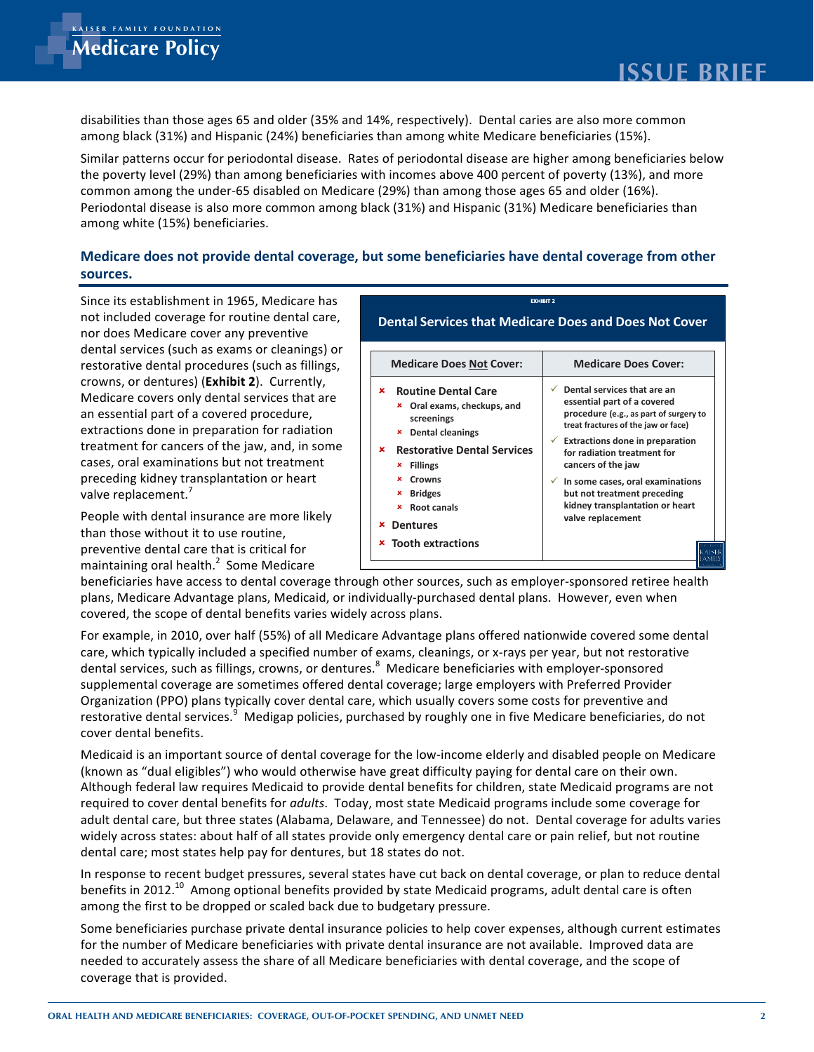disabilities than those ages 65 and older (35% and 14%, respectively). Dental caries are also more common among black (31%) and Hispanic (24%) beneficiaries than among white Medicare beneficiaries (15%).

Similar patterns occur for periodontal disease. Rates of periodontal disease are higher among beneficiaries below the poverty level (29%) than among beneficiaries with incomes above 400 percent of poverty (13%), and more common among the under-65 disabled on Medicare (29%) than among those ages 65 and older (16%). Periodontal disease is also more common among black (31%) and Hispanic (31%) Medicare beneficiaries than among white (15%) beneficiaries.

## Medicare does not provide dental coverage, but some beneficiaries have dental coverage from other sources.

Since its establishment in 1965, Medicare has not included coverage for routine dental care, nor does Medicare cover any preventive dental services (such as exams or cleanings) or restorative dental procedures (such as fillings, crowns, or dentures) (**Exhibit 2**). Currently, Medicare covers only dental services that are an essential part of a covered procedure, extractions done in preparation for radiation treatment for cancers of the jaw, and, in some cases, oral examinations but not treatment preceding kidney transplantation or heart valve replacement.[7]

EXHIBIT 2

**Dental Services that Medicare Does and Does Not Cover**

| Medicare Does Not Cover: | Medicare Does Cover: |
| --- | --- |
| ✗ **Routine Dental Care**<br>✗ Oral exams, checkups, and screenings<br>✗ Dental cleanings<br>✗ **Restorative Dental Services**<br>✗ Fillings<br>✗ Crowns<br>✗ Bridges<br>✗ Root canals<br>✗ **Dentures**<br>✗ **Tooth extractions** | ✓ Dental services that are an essential part of a covered procedure (e.g., as part of surgery to treat fractures of the jaw or face)<br>✓ Extractions done in preparation for radiation treatment for cancers of the jaw<br>✓ In some cases, oral examinations but not treatment preceding kidney transplantation or heart valve replacement |

People with dental insurance are more likely than those without it to use routine, preventive dental care that is critical for maintaining oral health.[2] Some Medicare beneficiaries have access to dental coverage through other sources, such as employer-sponsored retiree health plans, Medicare Advantage plans, Medicaid, or individually-purchased dental plans. However, even when covered, the scope of dental benefits varies widely across plans.

For example, in 2010, over half (55%) of all Medicare Advantage plans offered nationwide covered some dental care, which typically included a specified number of exams, cleanings, or x-rays per year, but not restorative dental services, such as fillings, crowns, or dentures.[8] Medicare beneficiaries with employer-sponsored supplemental coverage are sometimes offered dental coverage; large employers with Preferred Provider Organization (PPO) plans typically cover dental care, which usually covers some costs for preventive and restorative dental services.[9] Medigap policies, purchased by roughly one in five Medicare beneficiaries, do not cover dental benefits.

Medicaid is an important source of dental coverage for the low-income elderly and disabled people on Medicare (known as "dual eligibles") who would otherwise have great difficulty paying for dental care on their own. Although federal law requires Medicaid to provide dental benefits for children, state Medicaid programs are not required to cover dental benefits for *adults*. Today, most state Medicaid programs include some coverage for adult dental care, but three states (Alabama, Delaware, and Tennessee) do not. Dental coverage for adults varies widely across states: about half of all states provide only emergency dental care or pain relief, but not routine dental care; most states help pay for dentures, but 18 states do not.

In response to recent budget pressures, several states have cut back on dental coverage, or plan to reduce dental benefits in 2012.[10] Among optional benefits provided by state Medicaid programs, adult dental care is often among the first to be dropped or scaled back due to budgetary pressure.

Some beneficiaries purchase private dental insurance policies to help cover expenses, although current estimates for the number of Medicare beneficiaries with private dental insurance are not available. Improved data are needed to accurately assess the share of all Medicare beneficiaries with dental coverage, and the scope of coverage that is provided.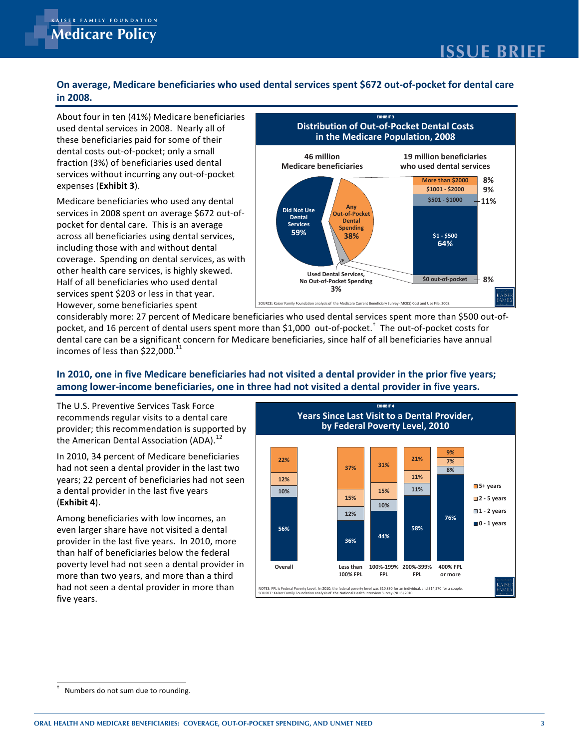## On average, Medicare beneficiaries who used dental services spent $672 out-of-pocket for dental care in 2008.

About four in ten (41%) Medicare beneficiaries used dental services in 2008. Nearly all of these beneficiaries paid for some of their dental costs out-of-pocket; only a small fraction (3%) of beneficiaries used dental services without incurring any out-of-pocket expenses (**Exhibit 3**).

Medicare beneficiaries who used any dental services in 2008 spent on average $672 out-of-pocket for dental care. This is an average across all beneficiaries using dental services, including those with and without dental coverage. Spending on dental services, as with other health care services, is highly skewed. Half of all beneficiaries who used dental services spent $203 or less in that year. However, some beneficiaries spent considerably more: 27 percent of Medicare beneficiaries who used dental services spent more than $500 out-of-pocket, and 16 percent of dental users spent more than $1,000 out-of-pocket.[†] The out-of-pocket costs for dental care can be a significant concern for Medicare beneficiaries, since half of all beneficiaries have annual incomes of less than $22,000.[11]

**EXHIBIT 3**

**Distribution of Out-of-Pocket Dental Costs in the Medicare Population, 2008**

46 million Medicare beneficiaries:

| Category | Share |
|---|---|
| Did Not Use Dental Services | 59% |
| Any Out-of-Pocket Dental Spending | 38% |
| Used Dental Services, No Out-of-Pocket Spending | 3% |

19 million beneficiaries who used dental services:

| Out-of-pocket spending | Share |
|---|---|
| More than $2000 | 8% |
| $1001 - $2000 | 9% |
| $501 - $1000 | 11% |
| $1 - $500 | 64% |
| $0 out-of-pocket | 8% |

SOURCE: Kaiser Family Foundation analysis of the Medicare Current Beneficiary Survey (MCBS) Cost and Use File, 2008.

## In 2010, one in five Medicare beneficiaries had not visited a dental provider in the prior five years; among lower-income beneficiaries, one in three had not visited a dental provider in five years.

The U.S. Preventive Services Task Force recommends regular visits to a dental care provider; this recommendation is supported by the American Dental Association (ADA).[12]

In 2010, 34 percent of Medicare beneficiaries had not seen a dental provider in the last two years; 22 percent of beneficiaries had not seen a dental provider in the last five years (**Exhibit 4**).

Among beneficiaries with low incomes, an even larger share have not visited a dental provider in the last five years. In 2010, more than half of beneficiaries below the federal poverty level had not seen a dental provider in more than two years, and more than a third had not seen a dental provider in more than five years.

**EXHIBIT 4**

**Years Since Last Visit to a Dental Provider, by Federal Poverty Level, 2010**

| | Overall | Less than 100% FPL | 100%-199% FPL | 200%-399% FPL | 400% FPL or more |
|---|---|---|---|---|---|
| 5+ years | 22% | 37% | 31% | 21% | 9% |
| 2 - 5 years | 12% | 15% | 15% | 11% | 7% |
| 1 - 2 years | 10% | 12% | 10% | 11% | 8% |
| 0 - 1 years | 56% | 36% | 44% | 58% | 76% |

NOTES: FPL is Federal Poverty Level. In 2010, the federal poverty level was $10,830 for an individual, and $14,570 for a couple.
SOURCE: Kaiser Family Foundation analysis of the National Health Interview Survey (NHIS) 2010.

---

† Numbers do not sum due to rounding.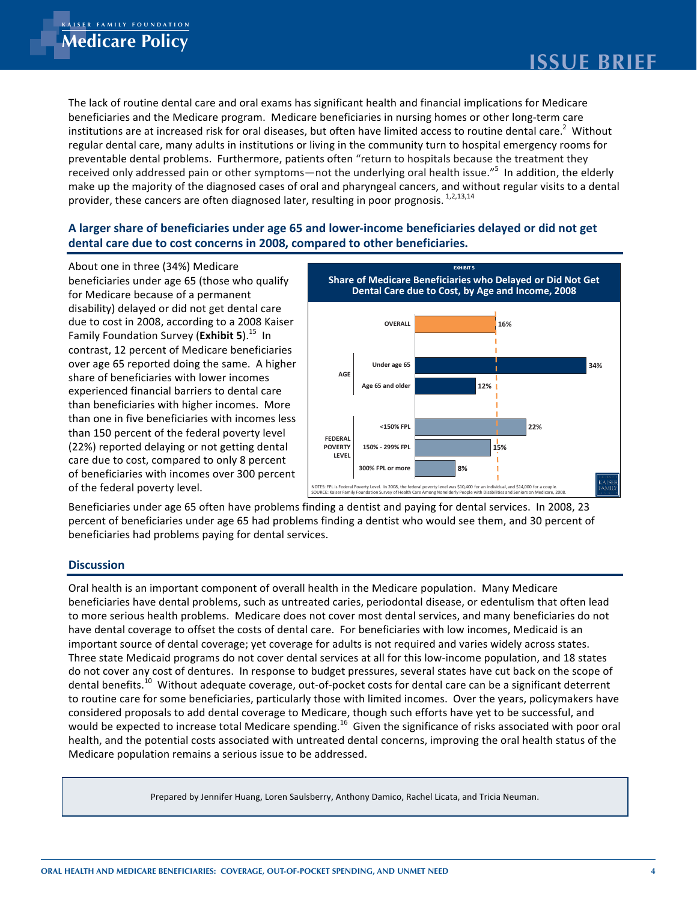The lack of routine dental care and oral exams has significant health and financial implications for Medicare beneficiaries and the Medicare program. Medicare beneficiaries in nursing homes or other long-term care institutions are at increased risk for oral diseases, but often have limited access to routine dental care.[2] Without regular dental care, many adults in institutions or living in the community turn to hospital emergency rooms for preventable dental problems. Furthermore, patients often "return to hospitals because the treatment they received only addressed pain or other symptoms—not the underlying oral health issue."[5] In addition, the elderly make up the majority of the diagnosed cases of oral and pharyngeal cancers, and without regular visits to a dental provider, these cancers are often diagnosed later, resulting in poor prognosis.[1,2,13,14]

### A larger share of beneficiaries under age 65 and lower-income beneficiaries delayed or did not get dental care due to cost concerns in 2008, compared to other beneficiaries.

About one in three (34%) Medicare beneficiaries under age 65 (those who qualify for Medicare because of a permanent disability) delayed or did not get dental care due to cost in 2008, according to a 2008 Kaiser Family Foundation Survey (**Exhibit 5**).[15] In contrast, 12 percent of Medicare beneficiaries over age 65 reported doing the same. A higher share of beneficiaries with lower incomes experienced financial barriers to dental care than beneficiaries with higher incomes. More than one in five beneficiaries with incomes less than 150 percent of the federal poverty level (22%) reported delaying or not getting dental care due to cost, compared to only 8 percent of beneficiaries with incomes over 300 percent of the federal poverty level.

**EXHIBIT 5**

**Share of Medicare Beneficiaries who Delayed or Did Not Get Dental Care due to Cost, by Age and Income, 2008**

| | | Share |
|---|---|---|
| OVERALL | | 16% |
| AGE | Under age 65 | 34% |
| | Age 65 and older | 12% |
| FEDERAL POVERTY LEVEL | <150% FPL | 22% |
| | 150% - 299% FPL | 15% |
| | 300% FPL or more | 8% |

NOTES: FPL is Federal Poverty Level. In 2008, the federal poverty level was $10,400 for an individual, and $14,000 for a couple.
SOURCE: Kaiser Family Foundation Survey of Health Care Among Nonelderly People with Disabilities and Seniors on Medicare, 2008.

Beneficiaries under age 65 often have problems finding a dentist and paying for dental services. In 2008, 23 percent of beneficiaries under age 65 had problems finding a dentist who would see them, and 30 percent of beneficiaries had problems paying for dental services.

### Discussion

Oral health is an important component of overall health in the Medicare population. Many Medicare beneficiaries have dental problems, such as untreated caries, periodontal disease, or edentulism that often lead to more serious health problems. Medicare does not cover most dental services, and many beneficiaries do not have dental coverage to offset the costs of dental care. For beneficiaries with low incomes, Medicaid is an important source of dental coverage; yet coverage for adults is not required and varies widely across states. Three state Medicaid programs do not cover dental services at all for this low-income population, and 18 states do not cover any cost of dentures. In response to budget pressures, several states have cut back on the scope of dental benefits.[10] Without adequate coverage, out-of-pocket costs for dental care can be a significant deterrent to routine care for some beneficiaries, particularly those with limited incomes. Over the years, policymakers have considered proposals to add dental coverage to Medicare, though such efforts have yet to be successful, and would be expected to increase total Medicare spending.[16] Given the significance of risks associated with poor oral health, and the potential costs associated with untreated dental concerns, improving the oral health status of the Medicare population remains a serious issue to be addressed.

Prepared by Jennifer Huang, Loren Saulsberry, Anthony Damico, Rachel Licata, and Tricia Neuman.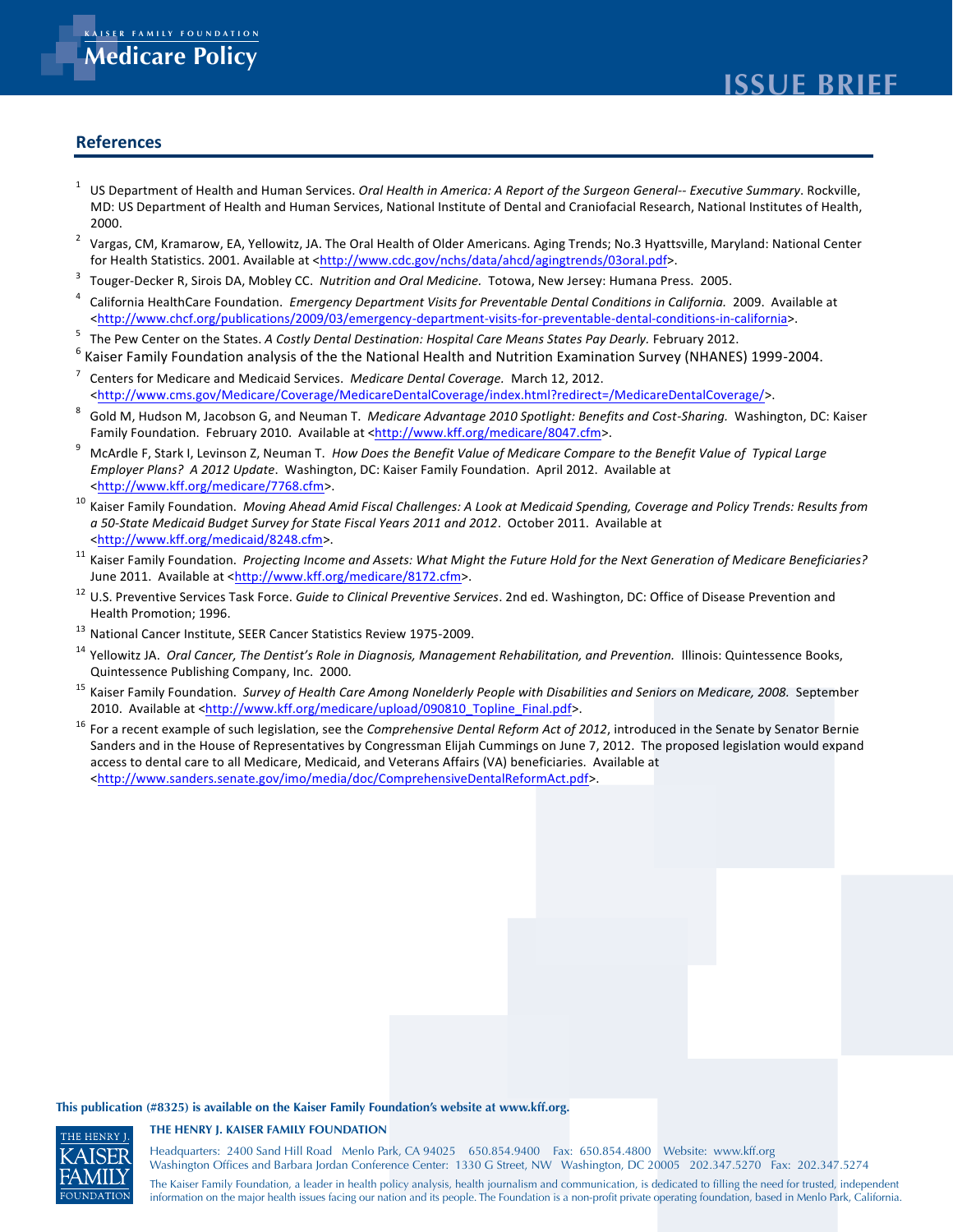## References

1. US Department of Health and Human Services. *Oral Health in America: A Report of the Surgeon General-- Executive Summary*. Rockville, MD: US Department of Health and Human Services, National Institute of Dental and Craniofacial Research, National Institutes of Health, 2000.
2. Vargas, CM, Kramarow, EA, Yellowitz, JA. The Oral Health of Older Americans. Aging Trends; No.3 Hyattsville, Maryland: National Center for Health Statistics. 2001. Available at <http://www.cdc.gov/nchs/data/ahcd/agingtrends/03oral.pdf>.
3. Touger-Decker R, Sirois DA, Mobley CC. *Nutrition and Oral Medicine.* Totowa, New Jersey: Humana Press. 2005.
4. California HealthCare Foundation. *Emergency Department Visits for Preventable Dental Conditions in California.* 2009. Available at <http://www.chcf.org/publications/2009/03/emergency-department-visits-for-preventable-dental-conditions-in-california>.
5. The Pew Center on the States. *A Costly Dental Destination: Hospital Care Means States Pay Dearly.* February 2012.
6. Kaiser Family Foundation analysis of the the National Health and Nutrition Examination Survey (NHANES) 1999-2004.
7. Centers for Medicare and Medicaid Services. *Medicare Dental Coverage.* March 12, 2012. <http://www.cms.gov/Medicare/Coverage/MedicareDentalCoverage/index.html?redirect=/MedicareDentalCoverage/>.
8. Gold M, Hudson M, Jacobson G, and Neuman T. *Medicare Advantage 2010 Spotlight: Benefits and Cost-Sharing.* Washington, DC: Kaiser Family Foundation. February 2010. Available at <http://www.kff.org/medicare/8047.cfm>.
9. McArdle F, Stark I, Levinson Z, Neuman T. *How Does the Benefit Value of Medicare Compare to the Benefit Value of Typical Large Employer Plans? A 2012 Update*. Washington, DC: Kaiser Family Foundation. April 2012. Available at <http://www.kff.org/medicare/7768.cfm>.
10. Kaiser Family Foundation. *Moving Ahead Amid Fiscal Challenges: A Look at Medicaid Spending, Coverage and Policy Trends: Results from a 50-State Medicaid Budget Survey for State Fiscal Years 2011 and 2012*. October 2011. Available at <http://www.kff.org/medicaid/8248.cfm>.
11. Kaiser Family Foundation. *Projecting Income and Assets: What Might the Future Hold for the Next Generation of Medicare Beneficiaries?* June 2011. Available at <http://www.kff.org/medicare/8172.cfm>.
12. U.S. Preventive Services Task Force. *Guide to Clinical Preventive Services*. 2nd ed. Washington, DC: Office of Disease Prevention and Health Promotion; 1996.
13. National Cancer Institute, SEER Cancer Statistics Review 1975-2009.
14. Yellowitz JA. *Oral Cancer, The Dentist's Role in Diagnosis, Management Rehabilitation, and Prevention.* Illinois: Quintessence Books, Quintessence Publishing Company, Inc. 2000.
15. Kaiser Family Foundation. *Survey of Health Care Among Nonelderly People with Disabilities and Seniors on Medicare, 2008.* September 2010. Available at <http://www.kff.org/medicare/upload/090810_Topline_Final.pdf>.
16. For a recent example of such legislation, see the *Comprehensive Dental Reform Act of 2012*, introduced in the Senate by Senator Bernie Sanders and in the House of Representatives by Congressman Elijah Cummings on June 7, 2012. The proposed legislation would expand access to dental care to all Medicare, Medicaid, and Veterans Affairs (VA) beneficiaries. Available at <http://www.sanders.senate.gov/imo/media/doc/ComprehensiveDentalReformAct.pdf>.

**This publication (#8325) is available on the Kaiser Family Foundation's website at www.kff.org.**

**THE HENRY J. KAISER FAMILY FOUNDATION**

Headquarters: 2400 Sand Hill Road Menlo Park, CA 94025 650.854.9400 Fax: 650.854.4800 Website: www.kff.org
Washington Offices and Barbara Jordan Conference Center: 1330 G Street, NW Washington, DC 20005 202.347.5270 Fax: 202.347.5274

The Kaiser Family Foundation, a leader in health policy analysis, health journalism and communication, is dedicated to filling the need for trusted, independent information on the major health issues facing our nation and its people. The Foundation is a non-profit private operating foundation, based in Menlo Park, California.